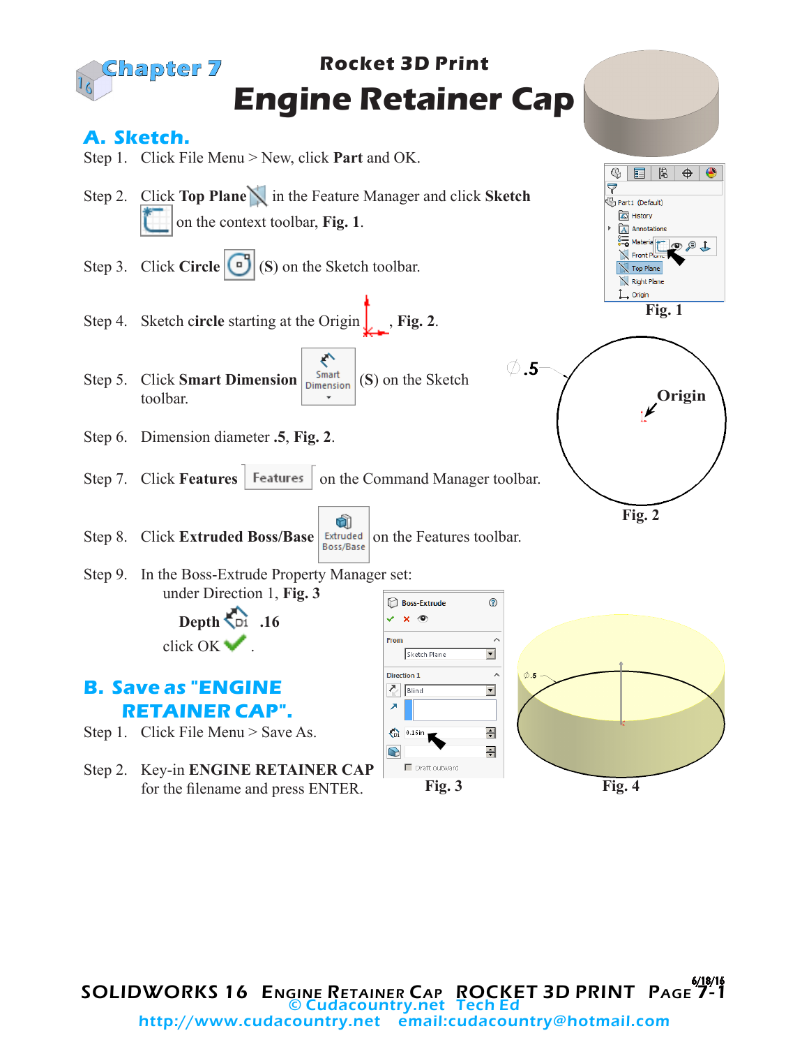Chapter 7

Rocket 3D Print

# Engine Retainer Cap

## A. Sketch.

Step 1. Click File Menu > New, click **Part** and OK.

Step 2. Click **Top Plane** in the Feature Manager and click **Sketch** on the context toolbar, **Fig. 1**.

Step 3. Click **Circle** (**S**) on the Sketch toolbar.

Step 4. Sketch **circle** starting at the Origin, **Fig. 2**.

Step 5. Click **Smart Dimension** (**S**) on the Sketch toolbar.

Step 6. Dimension diameter **.5**, **Fig. 2**.

Step 7. Click **Features** on the Command Manager toolbar.

Step 8. Click **Extruded Boss/Base** on the Features toolbar.

Step 9. In the Boss-Extrude Property Manager set:
under Direction 1, **Fig. 3**

**Depth** **.16**
click OK.

**Fig. 1**

**Fig. 2**

**Fig. 3**

**Fig. 4**

## B. Save as "ENGINE RETAINER CAP".

Step 1. Click File Menu > Save As.

Step 2. Key-in **ENGINE RETAINER CAP** for the filename and press ENTER.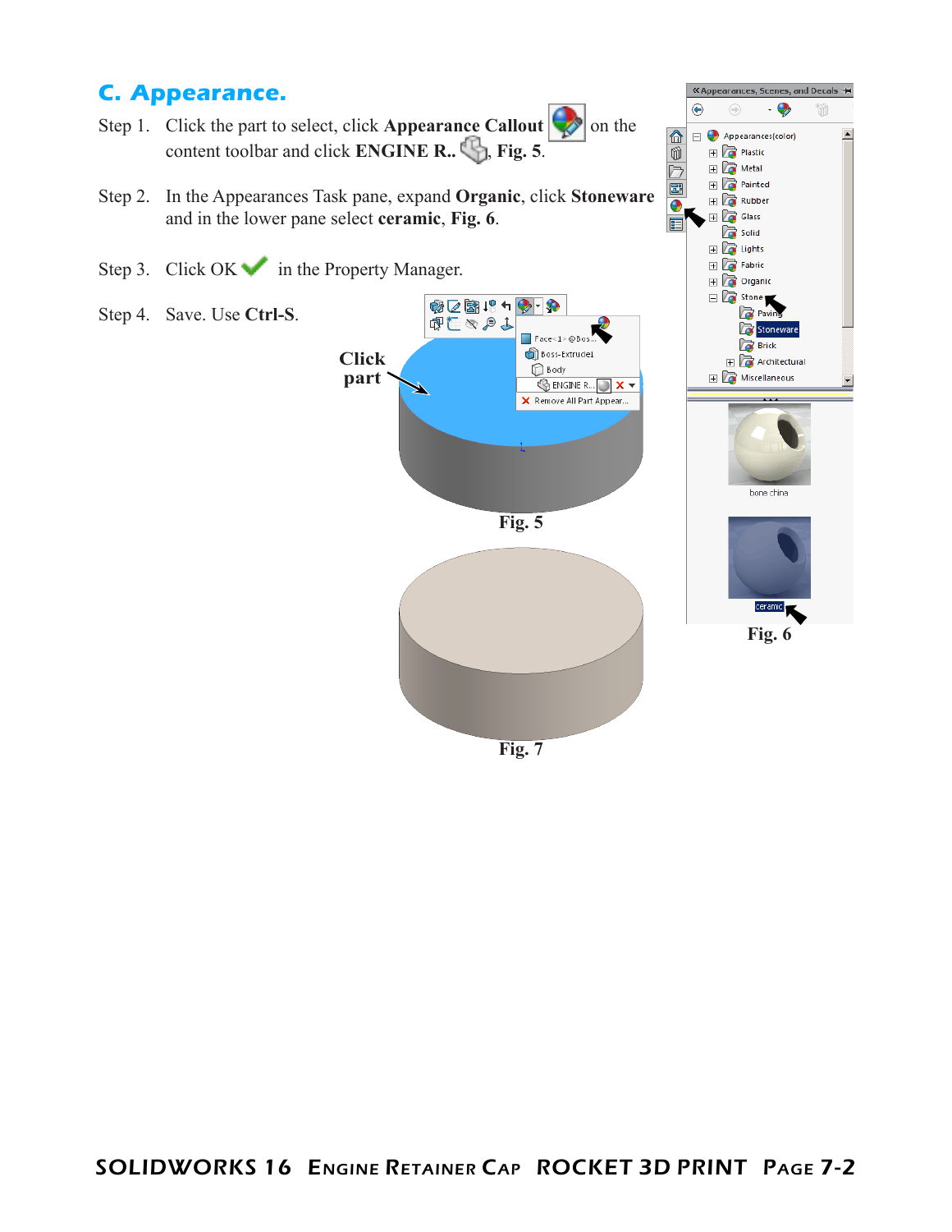## C. Appearance.

Step 1. Click the part to select, click **Appearance Callout** on the content toolbar and click **ENGINE R..**, **Fig. 5**.

Step 2. In the Appearances Task pane, expand **Organic**, click **Stoneware** and in the lower pane select **ceramic**, **Fig. 6**.

Step 3. Click OK in the Property Manager.

Step 4. Save. Use **Ctrl-S**.

Click part

Fig. 5

Fig. 6

Fig. 7